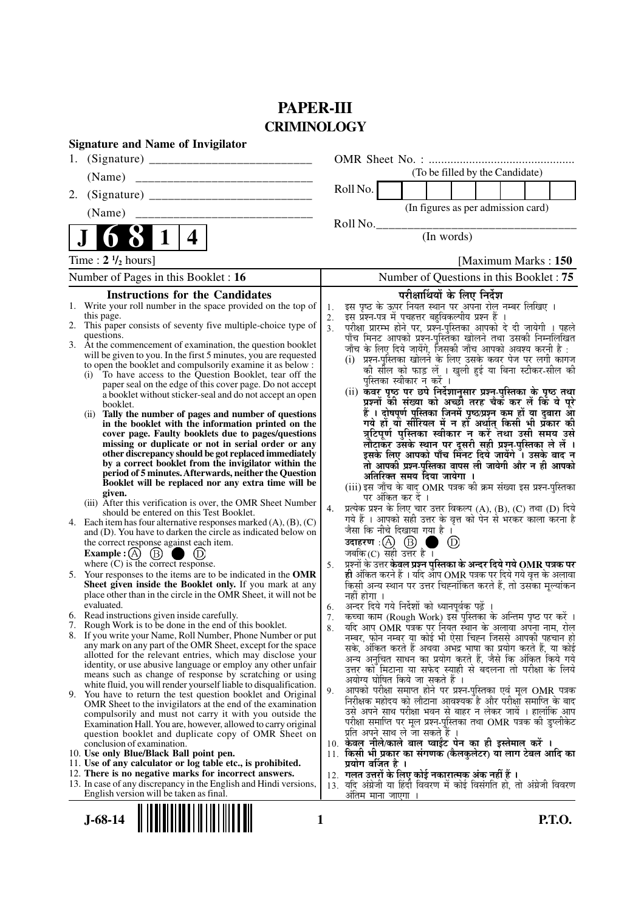# PAPER-III

## CRIMINOLOGY

**Signature and Name of Invigilator**

1. (Signature) __________________________

   (Name) ____________________________

2. (Signature) __________________________

   (Name) ____________________________

OMR Sheet No. : ...............................................

(To be filled by the Candidate)

Roll No.

(In figures as per admission card)

Roll No.________________________________

(In words)

**J 6 8 1 4**

Time : **2 ½ hours**] [Maximum Marks : **150**

Number of Pages in this Booklet : **16**

Number of Questions in this Booklet : **75**

### Instructions for the Candidates

1. Write your roll number in the space provided on the top of this page.
2. This paper consists of seventy five multiple-choice type of questions.
3. At the commencement of examination, the question booklet will be given to you. In the first 5 minutes, you are requested to open the booklet and compulsorily examine it as below :
   (i) To have access to the Question Booklet, tear off the paper seal on the edge of this cover page. Do not accept a booklet without sticker-seal and do not accept an open booklet.
   (ii) **Tally the number of pages and number of questions in the booklet with the information printed on the cover page. Faulty booklets due to pages/questions missing or duplicate or not in serial order or any other discrepancy should be got replaced immediately by a correct booklet from the invigilator within the period of 5 minutes. Afterwards, neither the Question Booklet will be replaced nor any extra time will be given.**
   (iii) After this verification is over, the OMR Sheet Number should be entered on this Test Booklet.
4. Each item has four alternative responses marked (A), (B), (C) and (D). You have to darken the circle as indicated below on the correct response against each item.
   **Example :** (A) (B) ● (D)
   where (C) is the correct response.
5. Your responses to the items are to be indicated in the **OMR Sheet given inside the Booklet only.** If you mark at any place other than in the circle in the OMR Sheet, it will not be evaluated.
6. Read instructions given inside carefully.
7. Rough Work is to be done in the end of this booklet.
8. If you write your Name, Roll Number, Phone Number or put any mark on any part of the OMR Sheet, except for the space allotted for the relevant entries, which may disclose your identity, or use abusive language or employ any other unfair means such as change of response by scratching or using white fluid, you will render yourself liable to disqualification.
9. You have to return the test question booklet and Original OMR Sheet to the invigilators at the end of the examination compulsorily and must not carry it with you outside the Examination Hall. You are, however, allowed to carry original question booklet and duplicate copy of OMR Sheet on conclusion of examination.
10. **Use only Blue/Black Ball point pen.**
11. **Use of any calculator or log table etc., is prohibited.**
12. **There is no negative marks for incorrect answers.**
13. In case of any discrepancy in the English and Hindi versions, English version will be taken as final.

### परीक्षार्थियों के लिए निर्देश

1. इस पृष्ठ के ऊपर नियत स्थान पर अपना रोल नम्बर लिखिए ।
2. इस प्रश्न-पत्र में पचहत्तर बहुविकल्पीय प्रश्न हैं ।
3. परीक्षा प्रारम्भ होने पर, प्रश्न-पुस्तिका आपको दे दी जायेगी । पहले पाँच मिनट आपको प्रश्न-पुस्तिका खोलने तथा उसकी निम्नलिखित जाँच के लिए दिये जायेंगे, जिसकी जाँच आपको अवश्य करनी है :
   (i) प्रश्न-पुस्तिका खोलने के लिए उसके कवर पेज पर लगी कागज की सील को फाड़ लें । खुली हुई या बिना स्टीकर-सील की पुस्तिका स्वीकार न करें ।
   (ii) **कवर पृष्ठ पर छपे निर्देशानुसार प्रश्न-पुस्तिका के पृष्ठ तथा प्रश्नों की संख्या को अच्छी तरह चैक कर लें कि ये पूरे हैं । दोषपूर्ण पुस्तिका जिनमें पृष्ठ/प्रश्न कम हों या दुबारा आ गये हों या सीरियल में न हों अर्थात् किसी भी प्रकार की त्रुटिपूर्ण पुस्तिका स्वीकार न करें तथा उसी समय उसे लौटाकर उसके स्थान पर दूसरी सही प्रश्न-पुस्तिका ले लें । इसके लिए आपको पाँच मिनट दिये जायेंगे । उसके बाद न तो आपकी प्रश्न-पुस्तिका वापस ली जायेगी और न ही आपको अतिरिक्त समय दिया जायेगा ।**
   (iii) इस जाँच के बाद OMR पत्रक की क्रम संख्या इस प्रश्न-पुस्तिका पर अंकित कर दें ।
4. प्रत्येक प्रश्न के लिए चार उत्तर विकल्प (A), (B), (C) तथा (D) दिये गये हैं । आपको सही उत्तर के वृत्त को पेन से भरकर काला करना है जैसा कि नीचे दिखाया गया है ।
   **उदाहरण :** (A) (B) ● (D)
   जबकि (C) सही उत्तर है ।
5. प्रश्नों के उत्तर **केवल प्रश्न पुस्तिका के अन्दर दिये गये OMR पत्रक पर ही** अंकित करने हैं । यदि आप OMR पत्रक पर दिये गये वृत्त के अलावा किसी अन्य स्थान पर उत्तर चिह्नांकित करते हैं, तो उसका मूल्यांकन नहीं होगा ।
6. अन्दर दिये गये निर्देशों को ध्यानपूर्वक पढ़ें ।
7. कच्चा काम (Rough Work) इस पुस्तिका के अन्तिम पृष्ठ पर करें ।
8. यदि आप OMR पत्रक पर नियत स्थान के अलावा अपना नाम, रोल नम्बर, फोन नम्बर या कोई भी ऐसा चिह्न जिससे आपकी पहचान हो सके, अंकित करते हैं अथवा अभद्र भाषा का प्रयोग करते हैं, या कोई अन्य अनुचित साधन का प्रयोग करते हैं, जैसे कि अंकित किये गये उत्तर को मिटाना या सफेद स्याही से बदलना तो परीक्षा के लिये अयोग्य घोषित किये जा सकते हैं ।
9. आपको परीक्षा समाप्त होने पर प्रश्न-पुस्तिका एवं मूल OMR पत्रक निरीक्षक महोदय को लौटाना आवश्यक है और परीक्षा समाप्ति के बाद उसे अपने साथ परीक्षा भवन से बाहर न लेकर जायें । हालांकि आप परीक्षा समाप्ति पर मूल प्रश्न-पुस्तिका तथा OMR पत्रक की डुप्लीकेट प्रति अपने साथ ले जा सकते हैं ।
10. **केवल नीले/काले बाल प्वाईंट पेन का ही इस्तेमाल करें ।**
11. **किसी भी प्रकार का संगणक (कैलकुलेटर) या लाग टेबल आदि का प्रयोग वर्जित है ।**
12. **गलत उत्तरों के लिए कोई नकारात्मक अंक नहीं हैं ।**
13. यदि अंग्रेजी या हिंदी विवरण में कोई विसंगति हो, तो अंग्रेजी विवरण अंतिम माना जाएगा ।

**J-68-14** **P.T.O.**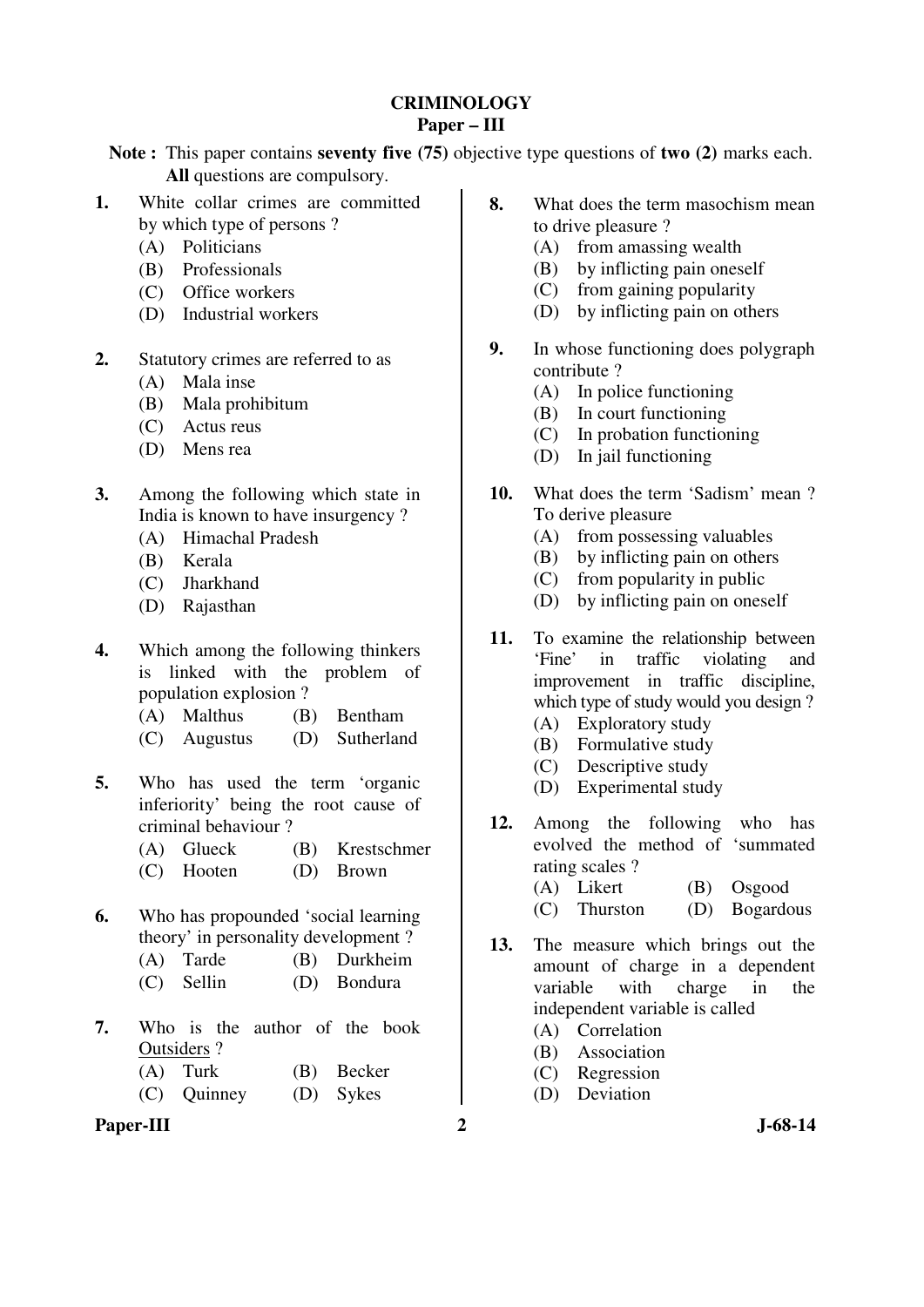# CRIMINOLOGY
## Paper – III

**Note :** This paper contains **seventy five (75)** objective type questions of **two (2)** marks each. **All** questions are compulsory.

**1.** White collar crimes are committed by which type of persons ?
- (A) Politicians
- (B) Professionals
- (C) Office workers
- (D) Industrial workers

**2.** Statutory crimes are referred to as
- (A) Mala inse
- (B) Mala prohibitum
- (C) Actus reus
- (D) Mens rea

**3.** Among the following which state in India is known to have insurgency ?
- (A) Himachal Pradesh
- (B) Kerala
- (C) Jharkhand
- (D) Rajasthan

**4.** Which among the following thinkers is linked with the problem of population explosion ?
- (A) Malthus
- (B) Bentham
- (C) Augustus
- (D) Sutherland

**5.** Who has used the term 'organic inferiority' being the root cause of criminal behaviour ?
- (A) Glueck
- (B) Krestschmer
- (C) Hooten
- (D) Brown

**6.** Who has propounded 'social learning theory' in personality development ?
- (A) Tarde
- (B) Durkheim
- (C) Sellin
- (D) Bondura

**7.** Who is the author of the book <u>Outsiders</u> ?
- (A) Turk
- (B) Becker
- (C) Quinney
- (D) Sykes

**8.** What does the term masochism mean to drive pleasure ?
- (A) from amassing wealth
- (B) by inflicting pain oneself
- (C) from gaining popularity
- (D) by inflicting pain on others

**9.** In whose functioning does polygraph contribute ?
- (A) In police functioning
- (B) In court functioning
- (C) In probation functioning
- (D) In jail functioning

**10.** What does the term 'Sadism' mean ? To derive pleasure
- (A) from possessing valuables
- (B) by inflicting pain on others
- (C) from popularity in public
- (D) by inflicting pain on oneself

**11.** To examine the relationship between 'Fine' in traffic violating and improvement in traffic discipline, which type of study would you design ?
- (A) Exploratory study
- (B) Formulative study
- (C) Descriptive study
- (D) Experimental study

**12.** Among the following who has evolved the method of 'summated rating scales ?
- (A) Likert
- (B) Osgood
- (C) Thurston
- (D) Bogardous

**13.** The measure which brings out the amount of charge in a dependent variable with charge in the independent variable is called
- (A) Correlation
- (B) Association
- (C) Regression
- (D) Deviation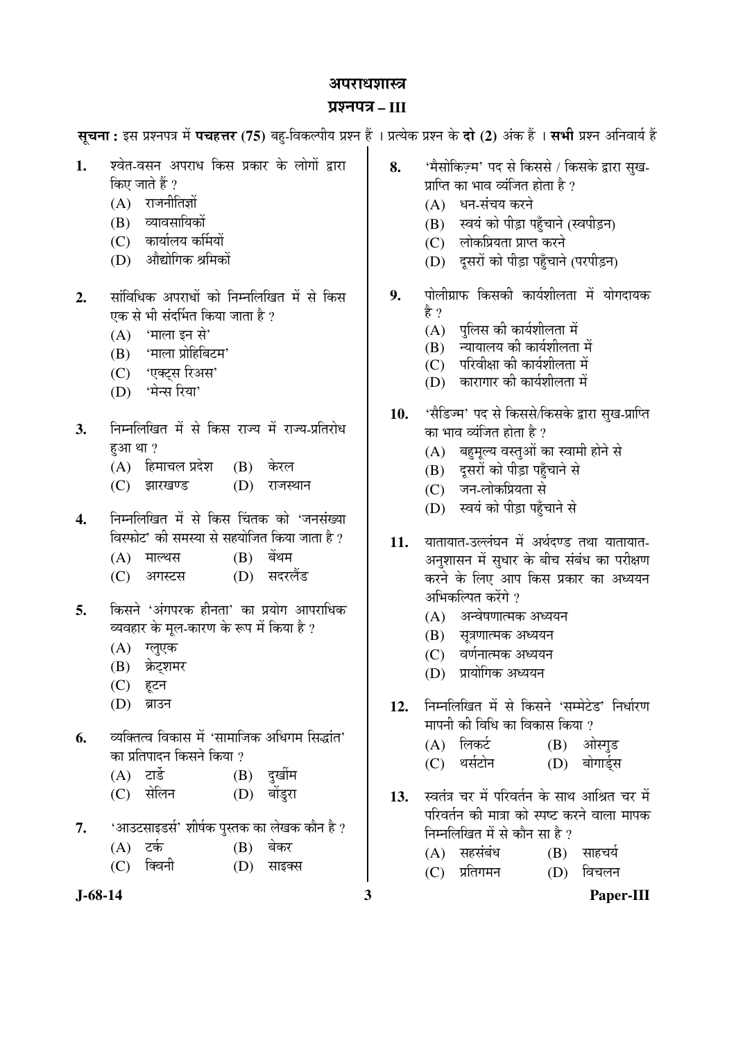# अपराधशास्त्र

## प्रश्नपत्र – III

**सूचना :** इस प्रश्नपत्र में **पचहत्तर (75)** बहु-विकल्पीय प्रश्न हैं । प्रत्येक प्रश्न के **दो (2)** अंक हैं । **सभी** प्रश्न अनिवार्य हैं

**1.** श्वेत-वसन अपराध किस प्रकार के लोगों द्वारा किए जाते हैं ?
- (A) राजनीतिज्ञों
- (B) व्यावसायिकों
- (C) कार्यालय कर्मियों
- (D) औद्योगिक श्रमिकों

**2.** सांविधिक अपराधों को निम्नलिखित में से किस एक से भी संदर्भित किया जाता है ?
- (A) 'माला इन से'
- (B) 'माला प्रोहिबिटम'
- (C) 'एक्ट्स रिअस'
- (D) 'मेन्स रिया'

**3.** निम्नलिखित में से किस राज्य में राज्य-प्रतिरोध हुआ था ?
- (A) हिमाचल प्रदेश
- (B) केरल
- (C) झारखण्ड
- (D) राजस्थान

**4.** निम्नलिखित में से किस चिंतक को 'जनसंख्या विस्फोट' की समस्या से सहयोजित किया जाता है ?
- (A) माल्थस
- (B) बेंथम
- (C) अगस्टस
- (D) सदरलैंड

**5.** किसने 'अंगपरक हीनता' का प्रयोग आपराधिक व्यवहार के मूल-कारण के रूप में किया है ?
- (A) ग्लुएक
- (B) क्रेट्शमर
- (C) हूटन
- (D) ब्राउन

**6.** व्यक्तित्व विकास में 'सामाजिक अधिगम सिद्धांत' का प्रतिपादन किसने किया ?
- (A) टार्डे
- (B) दुर्खीम
- (C) सेलिन
- (D) बांडुरा

**7.** 'आउटसाइडर्स' शीर्षक पुस्तक का लेखक कौन है ?
- (A) टर्क
- (B) बेकर
- (C) क्विनी
- (D) साइक्स

**8.** 'मैसोकिज़्म' पद से किससे / किसके द्वारा सुख-प्राप्ति का भाव व्यंजित होता है ?
- (A) धन-संचय करने
- (B) स्वयं को पीड़ा पहुँचाने (स्वपीड़न)
- (C) लोकप्रियता प्राप्त करने
- (D) दूसरों को पीड़ा पहुँचाने (परपीड़न)

**9.** पोलीग्राफ किसकी कार्यशीलता में योगदायक है ?
- (A) पुलिस की कार्यशीलता में
- (B) न्यायालय की कार्यशीलता में
- (C) परिवीक्षा की कार्यशीलता में
- (D) कारागार की कार्यशीलता में

**10.** 'सैडिज्म' पद से किससे/किसके द्वारा सुख-प्राप्ति का भाव व्यंजित होता है ?
- (A) बहुमूल्य वस्तुओं का स्वामी होने से
- (B) दूसरों को पीड़ा पहुँचाने से
- (C) जन-लोकप्रियता से
- (D) स्वयं को पीड़ा पहुँचाने से

**11.** यातायात-उल्लंघन में अर्थदण्ड तथा यातायात-अनुशासन में सुधार के बीच संबंध का परीक्षण करने के लिए आप किस प्रकार का अध्ययन अभिकल्पित करेंगे ?
- (A) अन्वेषणात्मक अध्ययन
- (B) सूत्रणात्मक अध्ययन
- (C) वर्णनात्मक अध्ययन
- (D) प्रायोगिक अध्ययन

**12.** निम्नलिखित में से किसने 'सम्मेटेड' निर्धारण मापनी की विधि का विकास किया ?
- (A) लिकर्ट
- (B) ओस्गुड
- (C) थर्सटोन
- (D) बोगार्ड्स

**13.** स्वतंत्र चर में परिवर्तन के साथ आश्रित चर में परिवर्तन की मात्रा को स्पष्ट करने वाला मापक निम्नलिखित में से कौन सा है ?
- (A) सहसंबंध
- (B) साहचर्य
- (C) प्रतिगमन
- (D) विचलन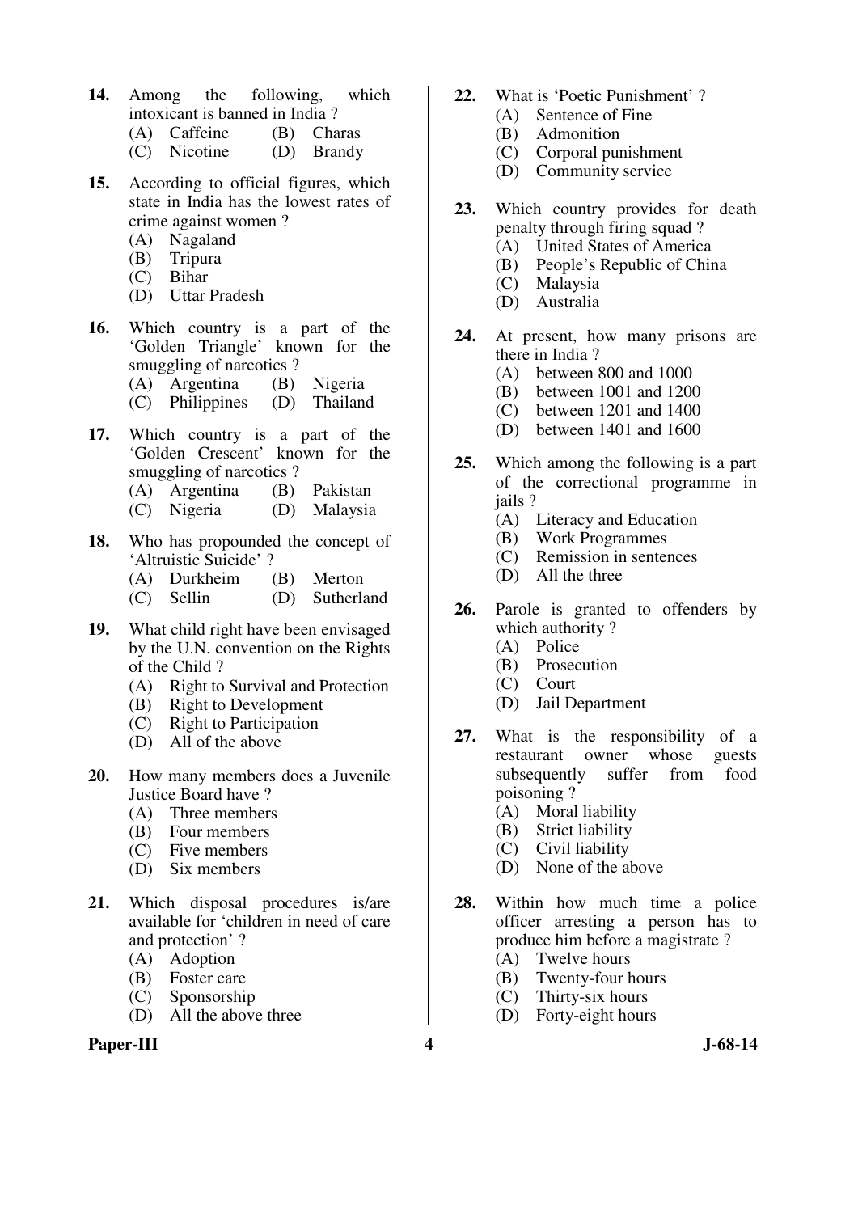14. Among the following, which intoxicant is banned in India ?
    (A) Caffeine
    (B) Charas
    (C) Nicotine
    (D) Brandy

15. According to official figures, which state in India has the lowest rates of crime against women ?
    (A) Nagaland
    (B) Tripura
    (C) Bihar
    (D) Uttar Pradesh

16. Which country is a part of the 'Golden Triangle' known for the smuggling of narcotics ?
    (A) Argentina
    (B) Nigeria
    (C) Philippines
    (D) Thailand

17. Which country is a part of the 'Golden Crescent' known for the smuggling of narcotics ?
    (A) Argentina
    (B) Pakistan
    (C) Nigeria
    (D) Malaysia

18. Who has propounded the concept of 'Altruistic Suicide' ?
    (A) Durkheim
    (B) Merton
    (C) Sellin
    (D) Sutherland

19. What child right have been envisaged by the U.N. convention on the Rights of the Child ?
    (A) Right to Survival and Protection
    (B) Right to Development
    (C) Right to Participation
    (D) All of the above

20. How many members does a Juvenile Justice Board have ?
    (A) Three members
    (B) Four members
    (C) Five members
    (D) Six members

21. Which disposal procedures is/are available for 'children in need of care and protection' ?
    (A) Adoption
    (B) Foster care
    (C) Sponsorship
    (D) All the above three

22. What is 'Poetic Punishment' ?
    (A) Sentence of Fine
    (B) Admonition
    (C) Corporal punishment
    (D) Community service

23. Which country provides for death penalty through firing squad ?
    (A) United States of America
    (B) People's Republic of China
    (C) Malaysia
    (D) Australia

24. At present, how many prisons are there in India ?
    (A) between 800 and 1000
    (B) between 1001 and 1200
    (C) between 1201 and 1400
    (D) between 1401 and 1600

25. Which among the following is a part of the correctional programme in jails ?
    (A) Literacy and Education
    (B) Work Programmes
    (C) Remission in sentences
    (D) All the three

26. Parole is granted to offenders by which authority ?
    (A) Police
    (B) Prosecution
    (C) Court
    (D) Jail Department

27. What is the responsibility of a restaurant owner whose guests subsequently suffer from food poisoning ?
    (A) Moral liability
    (B) Strict liability
    (C) Civil liability
    (D) None of the above

28. Within how much time a police officer arresting a person has to produce him before a magistrate ?
    (A) Twelve hours
    (B) Twenty-four hours
    (C) Thirty-six hours
    (D) Forty-eight hours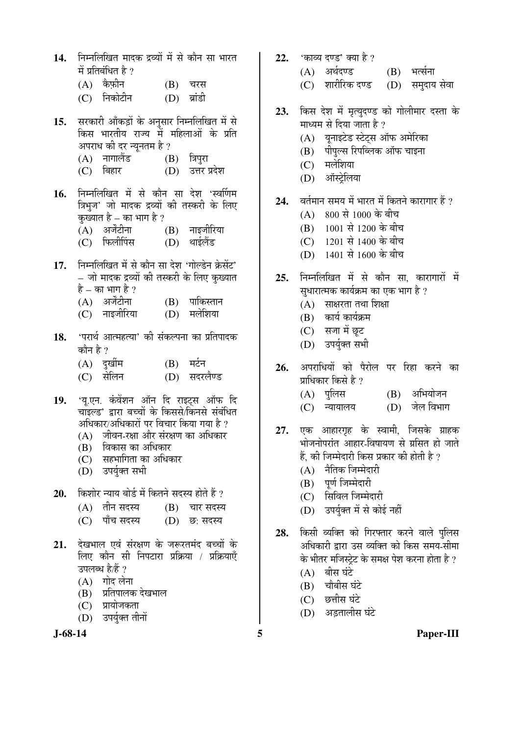14. निम्नलिखित मादक द्रव्यों में से कौन सा भारत में प्रतिबंधित है ?
    (A) कैफ़ीन (B) चरस
    (C) निकोटीन (D) ब्रांडी

15. सरकारी आँकड़ों के अनुसार निम्नलिखित में से किस भारतीय राज्य में महिलाओं के प्रति अपराध की दर न्यूनतम है ?
    (A) नागालैंड (B) त्रिपुरा
    (C) बिहार (D) उत्तर प्रदेश

16. निम्नलिखित में से कौन सा देश 'स्वर्णिम त्रिभुज' जो मादक द्रव्यों की तस्करी के लिए कुख्यात है – का भाग है ?
    (A) अर्जेंटीना (B) नाइजीरिया
    (C) फिलीपिंस (D) थाईलैंड

17. निम्नलिखित में से कौन सा देश 'गोल्डेन क्रेसेंट' – जो मादक द्रव्यों की तस्करी के लिए कुख्यात है – का भाग है ?
    (A) अर्जेंटीना (B) पाकिस्तान
    (C) नाइजीरिया (D) मलेशिया

18. 'परार्थ आत्महत्या' की संकल्पना का प्रतिपादक कौन है ?
    (A) दुर्खीम (B) मर्टन
    (C) सेलिन (D) सदरलैण्ड

19. 'यू.एन. कंवेंशन ऑन दि राइट्स ऑफ दि चाइल्ड' द्वारा बच्चों के किससे/किनसे संबंधित अधिकार/अधिकारों पर विचार किया गया है ?
    (A) जीवन-रक्षा और संरक्षण का अधिकार
    (B) विकास का अधिकार
    (C) सहभागिता का अधिकार
    (D) उपर्युक्त सभी

20. किशोर न्याय बोर्ड में कितने सदस्य होते हैं ?
    (A) तीन सदस्य (B) चार सदस्य
    (C) पाँच सदस्य (D) छ: सदस्य

21. देखभाल एवं संरक्षण के जरूरतमंद बच्चों के लिए कौन सी निपटारा प्रक्रिया / प्रक्रियाएँ उपलब्ध है/हैं ?
    (A) गोद लेना
    (B) प्रतिपालक देखभाल
    (C) प्रायोजकता
    (D) उपर्युक्त तीनों

22. 'काव्य दण्ड' क्या है ?
    (A) अर्थदण्ड (B) भर्त्सना
    (C) शारीरिक दण्ड (D) समुदाय सेवा

23. किस देश में मृत्युदण्ड को गोलीमार दस्ता के माध्यम से दिया जाता है ?
    (A) यूनाइटेड स्टेट्स ऑफ अमेरिका
    (B) पीपुल्स रिपब्लिक ऑफ चाइना
    (C) मलेशिया
    (D) ऑस्ट्रेलिया

24. वर्तमान समय में भारत में कितने कारागार हैं ?
    (A) 800 से 1000 के बीच
    (B) 1001 से 1200 के बीच
    (C) 1201 से 1400 के बीच
    (D) 1401 से 1600 के बीच

25. निम्नलिखित में से कौन सा, कारागारों में सुधारात्मक कार्यक्रम का एक भाग है ?
    (A) साक्षरता तथा शिक्षा
    (B) कार्य कार्यक्रम
    (C) सजा में छूट
    (D) उपर्युक्त सभी

26. अपराधियों को पैरोल पर रिहा करने का प्राधिकार किसे है ?
    (A) पुलिस (B) अभियोजन
    (C) न्यायालय (D) जेल विभाग

27. एक आहारगृह के स्वामी, जिसके ग्राहक भोजनोपरांत आहार-विषायण से ग्रसित हो जाते हैं, की जिम्मेदारी किस प्रकार की होती है ?
    (A) नैतिक जिम्मेदारी
    (B) पूर्ण जिम्मेदारी
    (C) सिविल जिम्मेदारी
    (D) उपर्युक्त में से कोई नहीं

28. किसी व्यक्ति को गिरफ्तार करने वाले पुलिस अधिकारी द्वारा उस व्यक्ति को किस समय-सीमा के भीतर मजिस्ट्रेट के समक्ष पेश करना होता है ?
    (A) बीस घंटे
    (B) चौबीस घंटे
    (C) छत्तीस घंटे
    (D) अड़तालीस घंटे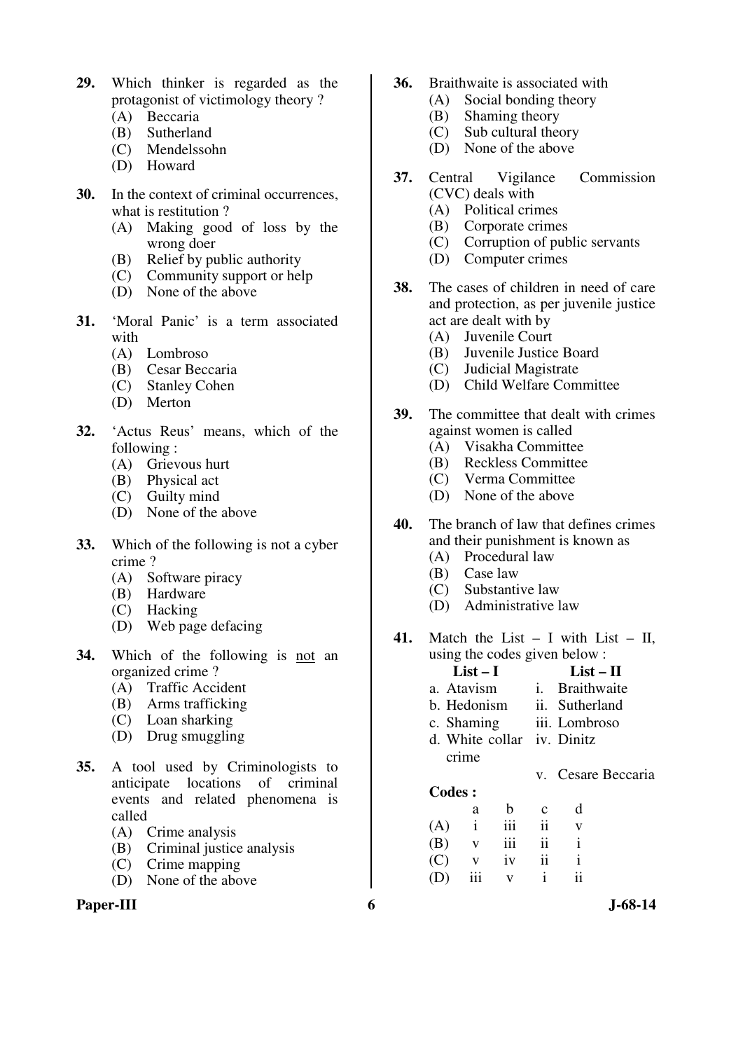29. Which thinker is regarded as the protagonist of victimology theory ?
    (A) Beccaria
    (B) Sutherland
    (C) Mendelssohn
    (D) Howard

30. In the context of criminal occurrences, what is restitution ?
    (A) Making good of loss by the wrong doer
    (B) Relief by public authority
    (C) Community support or help
    (D) None of the above

31. 'Moral Panic' is a term associated with
    (A) Lombroso
    (B) Cesar Beccaria
    (C) Stanley Cohen
    (D) Merton

32. 'Actus Reus' means, which of the following :
    (A) Grievous hurt
    (B) Physical act
    (C) Guilty mind
    (D) None of the above

33. Which of the following is not a cyber crime ?
    (A) Software piracy
    (B) Hardware
    (C) Hacking
    (D) Web page defacing

34. Which of the following is <u>not</u> an organized crime ?
    (A) Traffic Accident
    (B) Arms trafficking
    (C) Loan sharking
    (D) Drug smuggling

35. A tool used by Criminologists to anticipate locations of criminal events and related phenomena is called
    (A) Crime analysis
    (B) Criminal justice analysis
    (C) Crime mapping
    (D) None of the above

36. Braithwaite is associated with
    (A) Social bonding theory
    (B) Shaming theory
    (C) Sub cultural theory
    (D) None of the above

37. Central Vigilance Commission (CVC) deals with
    (A) Political crimes
    (B) Corporate crimes
    (C) Corruption of public servants
    (D) Computer crimes

38. The cases of children in need of care and protection, as per juvenile justice act are dealt with by
    (A) Juvenile Court
    (B) Juvenile Justice Board
    (C) Judicial Magistrate
    (D) Child Welfare Committee

39. The committee that dealt with crimes against women is called
    (A) Visakha Committee
    (B) Reckless Committee
    (C) Verma Committee
    (D) None of the above

40. The branch of law that defines crimes and their punishment is known as
    (A) Procedural law
    (B) Case law
    (C) Substantive law
    (D) Administrative law

41. Match the List – I with List – II, using the codes given below :

| List – I | List – II |
|---|---|
| a. Atavism | i. Braithwaite |
| b. Hedonism | ii. Sutherland |
| c. Shaming | iii. Lombroso |
| d. White collar crime | iv. Dinitz |
| | v. Cesare Beccaria |

**Codes :**

| | a | b | c | d |
|---|---|---|---|---|
| (A) | i | iii | ii | v |
| (B) | v | iii | ii | i |
| (C) | v | iv | ii | i |
| (D) | iii | v | i | ii |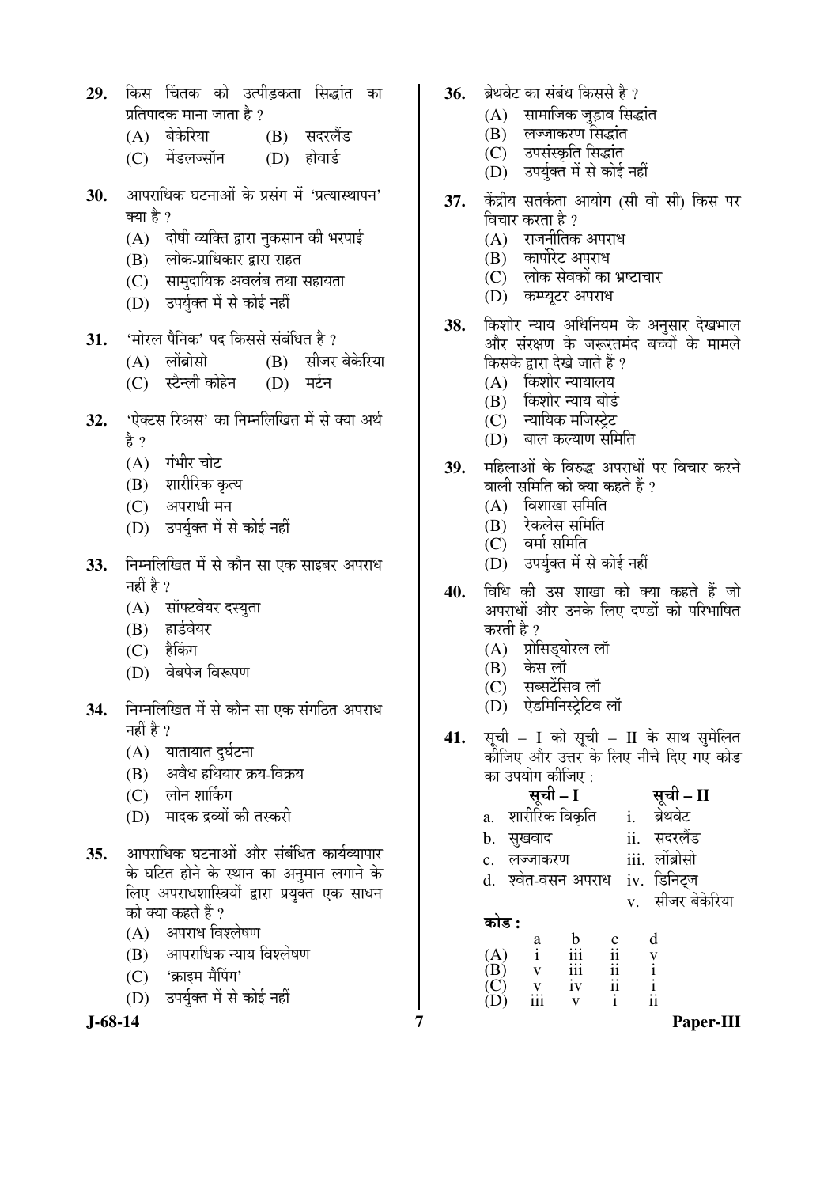**29.** किस चिंतक को उत्पीड़कता सिद्धांत का प्रतिपादक माना जाता है ?

(A) बेकेरिया (B) सदरलैंड

(C) मेंडलज्सॉन (D) होवार्ड

**30.** आपराधिक घटनाओं के प्रसंग में 'प्रत्यास्थापन' क्या है ?

(A) दोषी व्यक्ति द्वारा नुकसान की भरपाई

(B) लोक-प्राधिकार द्वारा राहत

(C) सामुदायिक अवलंब तथा सहायता

(D) उपर्युक्त में से कोई नहीं

**31.** 'मोरल पैनिक' पद किससे संबंधित है ?

(A) लोंब्रोसो (B) सीजर बेकेरिया

(C) स्टैन्ली कोहेन (D) मर्टन

**32.** 'ऐक्टस रिअस' का निम्नलिखित में से क्या अर्थ है ?

(A) गंभीर चोट

(B) शारीरिक कृत्य

(C) अपराधी मन

(D) उपर्युक्त में से कोई नहीं

**33.** निम्नलिखित में से कौन सा एक साइबर अपराध नहीं है ?

(A) सॉफ्टवेयर दस्युता

(B) हार्डवेयर

(C) हैकिंग

(D) वेबपेज विरूपण

**34.** निम्नलिखित में से कौन सा एक संगठित अपराध नहीं है ?

(A) यातायात दुर्घटना

(B) अवैध हथियार क्रय-विक्रय

(C) लोन शार्किंग

(D) मादक द्रव्यों की तस्करी

**35.** आपराधिक घटनाओं और संबंधित कार्यव्यापार के घटित होने के स्थान का अनुमान लगाने के लिए अपराधशास्त्रियों द्वारा प्रयुक्त एक साधन को क्या कहते हैं ?

(A) अपराध विश्लेषण

(B) आपराधिक न्याय विश्लेषण

(C) 'क्राइम मैपिंग'

(D) उपर्युक्त में से कोई नहीं

**36.** ब्रेथवेट का संबंध किससे है ?

(A) सामाजिक जुड़ाव सिद्धांत

(B) लज्जाकरण सिद्धांत

(C) उपसंस्कृति सिद्धांत

(D) उपर्युक्त में से कोई नहीं

**37.** केंद्रीय सतर्कता आयोग (सी वी सी) किस पर विचार करता है ?

(A) राजनीतिक अपराध

(B) कार्पोरेट अपराध

(C) लोक सेवकों का भ्रष्टाचार

(D) कम्प्यूटर अपराध

**38.** किशोर न्याय अधिनियम के अनुसार देखभाल और संरक्षण के जरूरतमंद बच्चों के मामले किसके द्वारा देखे जाते हैं ?

(A) किशोर न्यायालय

(B) किशोर न्याय बोर्ड

(C) न्यायिक मजिस्ट्रेट

(D) बाल कल्याण समिति

**39.** महिलाओं के विरुद्ध अपराधों पर विचार करने वाली समिति को क्या कहते हैं ?

(A) विशाखा समिति

(B) रेकलेस समिति

(C) वर्मा समिति

(D) उपर्युक्त में से कोई नहीं

**40.** विधि की उस शाखा को क्या कहते हैं जो अपराधों और उनके लिए दण्डों को परिभाषित करती है ?

(A) प्रोसिड्योरल लॉ

(B) केस लॉ

(C) सब्स्टेंसिव लॉ

(D) ऐडमिनिस्ट्रेटिव लॉ

**41.** सूची – I को सूची – II के साथ सुमेलित कीजिए और उत्तर के लिए नीचे दिए गए कोड का उपयोग कीजिए :

| सूची – I | सूची – II |
|---|---|
| a. शारीरिक विकृति | i. ब्रेथवेट |
| b. सुखवाद | ii. सदरलैंड |
| c. लज्जाकरण | iii. लोंब्रोसो |
| d. श्वेत-वसन अपराध | iv. डिनिट्ज |
| | v. सीजर बेकेरिया |

**कोड :**

| | a | b | c | d |
|---|---|---|---|---|
| (A) | i | iii | ii | v |
| (B) | v | iii | ii | i |
| (C) | v | iv | ii | i |
| (D) | iii | v | i | ii |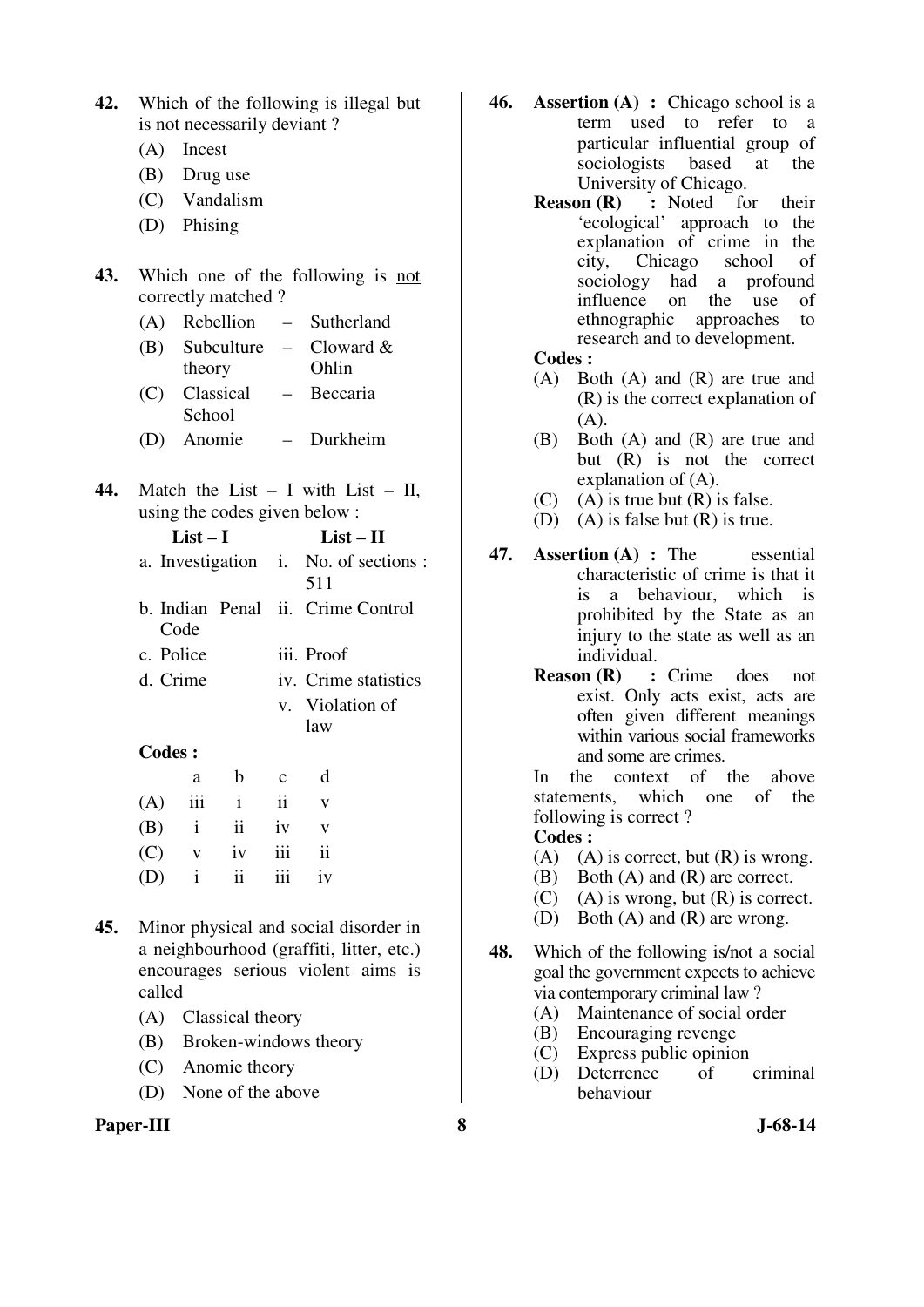**42.** Which of the following is illegal but is not necessarily deviant ?

(A) Incest

(B) Drug use

(C) Vandalism

(D) Phising

**43.** Which one of the following is not correctly matched ?

(A) Rebellion – Sutherland

(B) Subculture theory – Cloward & Ohlin

(C) Classical School – Beccaria

(D) Anomie – Durkheim

**44.** Match the List – I with List – II, using the codes given below :

| List – I | List – II |
|---|---|
| a. Investigation | i. No. of sections : 511 |
| b. Indian Penal Code | ii. Crime Control |
| c. Police | iii. Proof |
| d. Crime | iv. Crime statistics |
| | v. Violation of law |

**Codes :**

| | a | b | c | d |
|---|---|---|---|---|
| (A) | iii | i | ii | v |
| (B) | i | ii | iv | v |
| (C) | v | iv | iii | ii |
| (D) | i | ii | iii | iv |

**45.** Minor physical and social disorder in a neighbourhood (graffiti, litter, etc.) encourages serious violent aims is called

(A) Classical theory

(B) Broken-windows theory

(C) Anomie theory

(D) None of the above

**46.** **Assertion (A) :** Chicago school is a term used to refer to a particular influential group of sociologists based at the University of Chicago.

**Reason (R) :** Noted for their 'ecological' approach to the explanation of crime in the city, Chicago school of sociology had a profound influence on the use of ethnographic approaches to research and to development.

**Codes :**

(A) Both (A) and (R) are true and (R) is the correct explanation of (A).

(B) Both (A) and (R) are true and but (R) is not the correct explanation of (A).

(C) (A) is true but (R) is false.

(D) (A) is false but (R) is true.

**47.** **Assertion (A) :** The essential characteristic of crime is that it is a behaviour, which is prohibited by the State as an injury to the state as well as an individual.

**Reason (R) :** Crime does not exist. Only acts exist, acts are often given different meanings within various social frameworks and some are crimes.

In the context of the above statements, which one of the following is correct ?

**Codes :**

(A) (A) is correct, but (R) is wrong.

(B) Both (A) and (R) are correct.

(C) (A) is wrong, but (R) is correct.

(D) Both (A) and (R) are wrong.

**48.** Which of the following is/not a social goal the government expects to achieve via contemporary criminal law ?

(A) Maintenance of social order

(B) Encouraging revenge

(C) Express public opinion

(D) Deterrence of criminal behaviour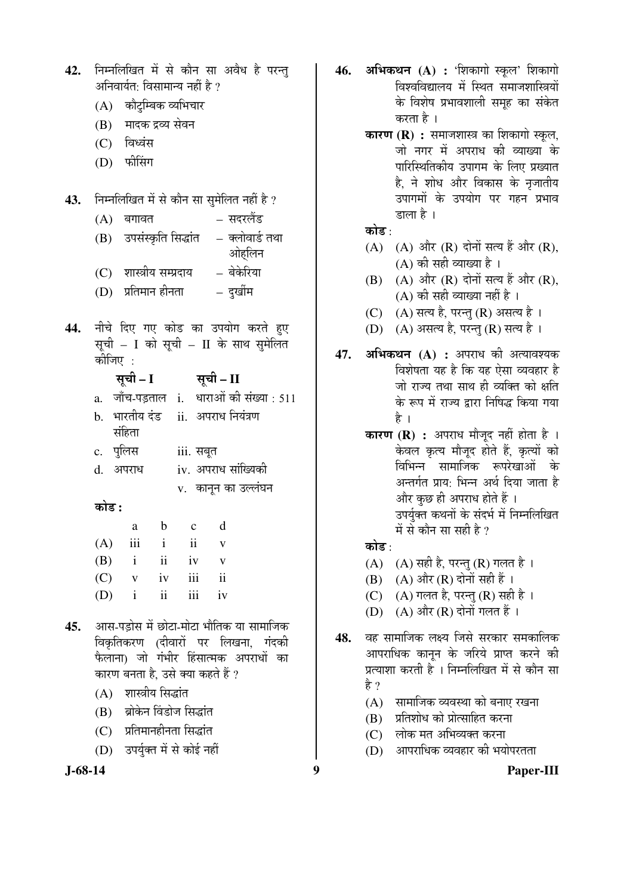42. निम्नलिखित में से कौन सा अवैध है परन्तु अनिवार्यत: विसामान्य नहीं है ?
   - (A) कौटुम्बिक व्यभिचार
   - (B) मादक द्रव्य सेवन
   - (C) विध्वंस
   - (D) फीसिंग

43. निम्नलिखित में से कौन सा सुमेलित नहीं है ?
   - (A) बगावत – सदरलैंड
   - (B) उपसंस्कृति सिद्धांत – क्लोवार्ड तथा ओहलिन
   - (C) शास्त्रीय सम्प्रदाय – बेकेरिया
   - (D) प्रतिमान हीनता – दुर्खीम

44. नीचे दिए गए कोड का उपयोग करते हुए सूची – I को सूची – II के साथ सुमेलित कीजिए :

| | सूची – I | | सूची – II |
|---|---|---|---|
| a. | जाँच-पड़ताल | i. | धाराओं की संख्या : 511 |
| b. | भारतीय दंड संहिता | ii. | अपराध नियंत्रण |
| c. | पुलिस | iii. | सबूत |
| d. | अपराध | iv. | अपराध सांख्यिकी |
| | | v. | कानून का उल्लंघन |

**कोड :**

| | a | b | c | d |
|---|---|---|---|---|
| (A) | iii | i | ii | v |
| (B) | i | ii | iv | v |
| (C) | v | iv | iii | ii |
| (D) | i | ii | iii | iv |

45. आस-पड़ोस में छोटा-मोटा भौतिक या सामाजिक विकृतिकरण (दीवारों पर लिखना, गंदकी फैलाना) जो गंभीर हिंसात्मक अपराधों का कारण बनता है, उसे क्या कहते हैं ?
   - (A) शास्त्रीय सिद्धांत
   - (B) ब्रोकेन विंडोज सिद्धांत
   - (C) प्रतिमानहीनता सिद्धांत
   - (D) उपर्युक्त में से कोई नहीं

46. **अभिकथन (A) :** 'शिकागो स्कूल' शिकागो विश्वविद्यालय में स्थित समाजशास्त्रियों के विशेष प्रभावशाली समूह का संकेत करता है ।

   **कारण (R) :** समाजशास्त्र का शिकागो स्कूल, जो नगर में अपराध की व्याख्या के पारिस्थितिकीय उपागम के लिए प्रख्यात है, ने शोध और विकास के नृजातीय उपागमों के उपयोग पर गहन प्रभाव डाला है ।

   **कोड :**
   - (A) (A) और (R) दोनों सत्य हैं और (R), (A) की सही व्याख्या है ।
   - (B) (A) और (R) दोनों सत्य हैं और (R), (A) की सही व्याख्या नहीं है ।
   - (C) (A) सत्य है, परन्तु (R) असत्य है ।
   - (D) (A) असत्य है, परन्तु (R) सत्य है ।

47. **अभिकथन (A) :** अपराध की अत्यावश्यक विशेषता यह है कि यह ऐसा व्यवहार है जो राज्य तथा साथ ही व्यक्ति को क्षति के रूप में राज्य द्वारा निषिद्ध किया गया है ।

   **कारण (R) :** अपराध मौजूद नहीं होता है । केवल कृत्य मौजूद होते हैं, कृत्यों को विभिन्न सामाजिक रूपरेखाओं के अन्तर्गत प्राय: भिन्न अर्थ दिया जाता है और कुछ ही अपराध होते हैं ।

   उपर्युक्त कथनों के संदर्भ में निम्नलिखित में से कौन सा सही है ?

   **कोड :**
   - (A) (A) सही है, परन्तु (R) गलत है ।
   - (B) (A) और (R) दोनों सही हैं ।
   - (C) (A) गलत है, परन्तु (R) सही है ।
   - (D) (A) और (R) दोनों गलत हैं ।

48. वह सामाजिक लक्ष्य जिसे सरकार समकालिक आपराधिक कानून के जरिये प्राप्त करने की प्रत्याशा करती है । निम्नलिखित में से कौन सा है ?
   - (A) सामाजिक व्यवस्था को बनाए रखना
   - (B) प्रतिशोध को प्रोत्साहित करना
   - (C) लोक मत अभिव्यक्त करना
   - (D) आपराधिक व्यवहार की भयोपरतता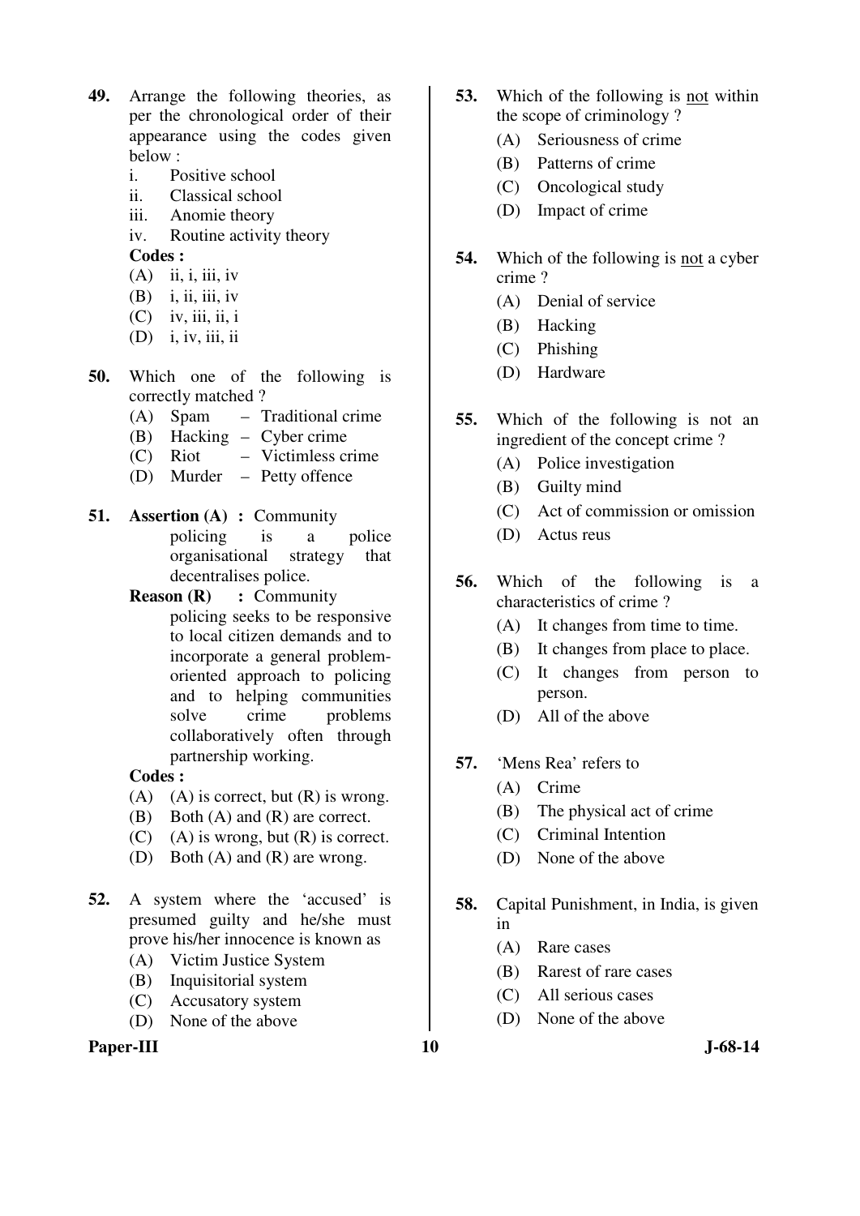49. Arrange the following theories, as per the chronological order of their appearance using the codes given below :

    i. Positive school
    ii. Classical school
    iii. Anomie theory
    iv. Routine activity theory

    **Codes :**

    (A) ii, i, iii, iv
    (B) i, ii, iii, iv
    (C) iv, iii, ii, i
    (D) i, iv, iii, ii

50. Which one of the following is correctly matched ?

    (A) Spam – Traditional crime
    (B) Hacking – Cyber crime
    (C) Riot – Victimless crime
    (D) Murder – Petty offence

51. **Assertion (A) :** Community policing is a police organisational strategy that decentralises police.

    **Reason (R) :** Community policing seeks to be responsive to local citizen demands and to incorporate a general problem-oriented approach to policing and to helping communities solve crime problems collaboratively often through partnership working.

    **Codes :**

    (A) (A) is correct, but (R) is wrong.
    (B) Both (A) and (R) are correct.
    (C) (A) is wrong, but (R) is correct.
    (D) Both (A) and (R) are wrong.

52. A system where the 'accused' is presumed guilty and he/she must prove his/her innocence is known as

    (A) Victim Justice System
    (B) Inquisitorial system
    (C) Accusatory system
    (D) None of the above

53. Which of the following is not within the scope of criminology ?

    (A) Seriousness of crime
    (B) Patterns of crime
    (C) Oncological study
    (D) Impact of crime

54. Which of the following is not a cyber crime ?

    (A) Denial of service
    (B) Hacking
    (C) Phishing
    (D) Hardware

55. Which of the following is not an ingredient of the concept crime ?

    (A) Police investigation
    (B) Guilty mind
    (C) Act of commission or omission
    (D) Actus reus

56. Which of the following is a characteristics of crime ?

    (A) It changes from time to time.
    (B) It changes from place to place.
    (C) It changes from person to person.
    (D) All of the above

57. 'Mens Rea' refers to

    (A) Crime
    (B) The physical act of crime
    (C) Criminal Intention
    (D) None of the above

58. Capital Punishment, in India, is given in

    (A) Rare cases
    (B) Rarest of rare cases
    (C) All serious cases
    (D) None of the above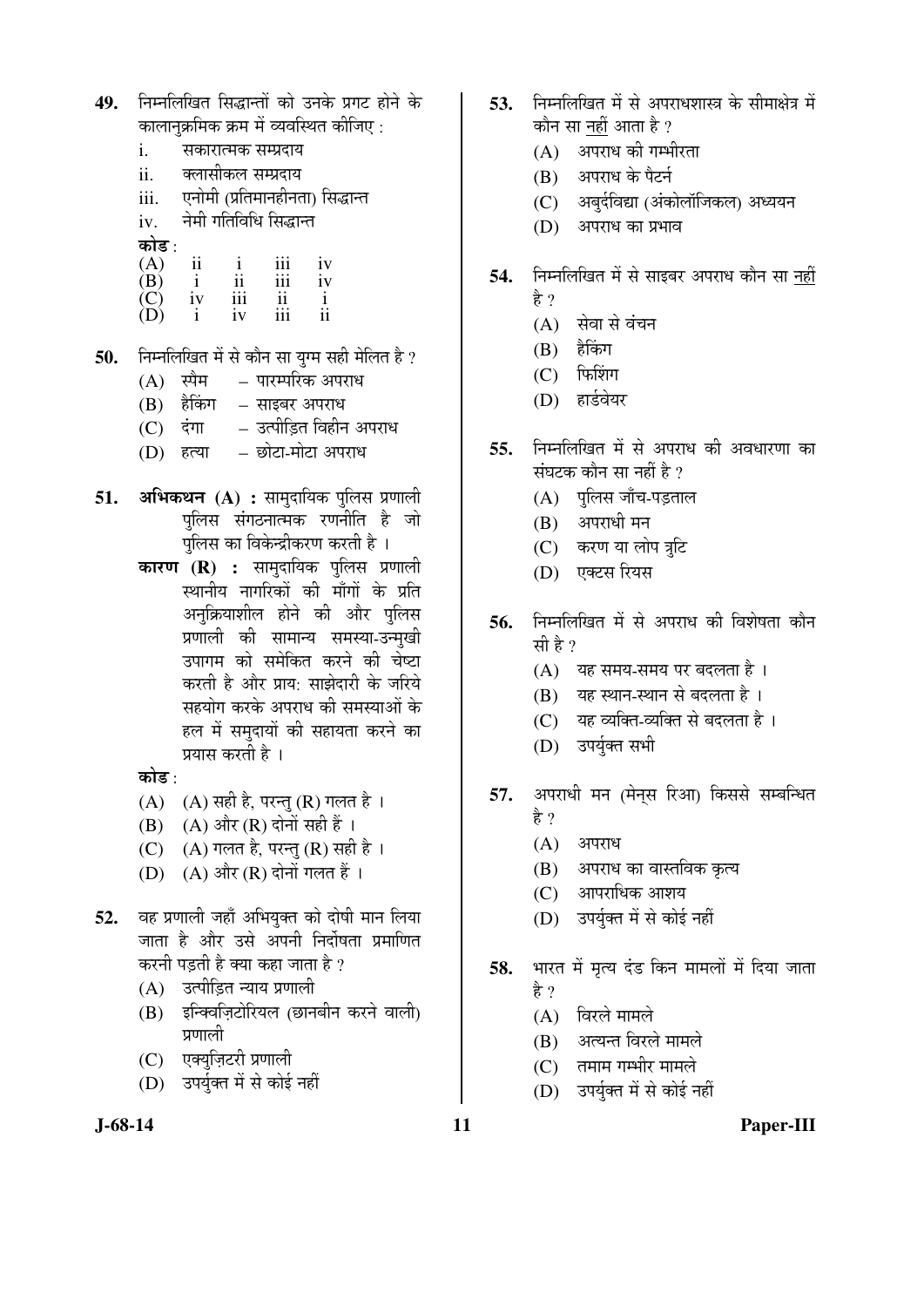**49.** निम्नलिखित सिद्धान्तों को उनके प्रगट होने के कालानुक्रमिक क्रम में व्यवस्थित कीजिए :

i. सकारात्मक सम्प्रदाय
ii. क्लासीकल सम्प्रदाय
iii. एनोमी (प्रतिमानहीनता) सिद्धान्त
iv. नेमी गतिविधि सिद्धान्त

**कोड :**

| | | | | |
|---|---|---|---|---|
| (A) | ii | i | iii | iv |
| (B) | i | ii | iii | iv |
| (C) | iv | iii | ii | i |
| (D) | i | iv | iii | ii |

**50.** निम्नलिखित में से कौन सा युग्म सही मेलित है ?

(A) स्पैम – पारम्परिक अपराध
(B) हैकिंग – साइबर अपराध
(C) दंगा – उत्पीड़ित विहीन अपराध
(D) हत्या – छोटा-मोटा अपराध

**51.** **अभिकथन (A) :** सामुदायिक पुलिस प्रणाली पुलिस संगठनात्मक रणनीति है जो पुलिस का विकेन्द्रीकरण करती है ।

**कारण (R) :** सामुदायिक पुलिस प्रणाली स्थानीय नागरिकों की माँगों के प्रति अनुक्रियाशील होने की और पुलिस प्रणाली की सामान्य समस्या-उन्मुखी उपागम को समेकित करने की चेष्टा करती है और प्राय: साझेदारी के जरिये सहयोग करके अपराध की समस्याओं के हल में समुदायों की सहायता करने का प्रयास करती है ।

**कोड :**

(A) (A) सही है, परन्तु (R) गलत है ।
(B) (A) और (R) दोनों सही हैं ।
(C) (A) गलत है, परन्तु (R) सही है ।
(D) (A) और (R) दोनों गलत हैं ।

**52.** वह प्रणाली जहाँ अभियुक्त को दोषी मान लिया जाता है और उसे अपनी निर्दोषता प्रमाणित करनी पड़ती है क्या कहा जाता है ?

(A) उत्पीड़ित न्याय प्रणाली
(B) इन्क्विज़िटोरियल (छानबीन करने वाली) प्रणाली
(C) एक्युज़िटरी प्रणाली
(D) उपर्युक्त में से कोई नहीं

**53.** निम्नलिखित में से अपराधशास्त्र के सीमाक्षेत्र में कौन सा नहीं आता है ?

(A) अपराध की गम्भीरता
(B) अपराध के पैटर्न
(C) अबुर्दविद्या (अंकोलॉजिकल) अध्ययन
(D) अपराध का प्रभाव

**54.** निम्नलिखित में से साइबर अपराध कौन सा नहीं है ?

(A) सेवा से वंचन
(B) हैकिंग
(C) फिशिंग
(D) हार्डवेयर

**55.** निम्नलिखित में से अपराध की अवधारणा का संघटक कौन सा नहीं है ?

(A) पुलिस जाँच-पड़ताल
(B) अपराधी मन
(C) करण या लोप त्रुटि
(D) एक्टस रियस

**56.** निम्नलिखित में से अपराध की विशेषता कौन सी है ?

(A) यह समय-समय पर बदलता है ।
(B) यह स्थान-स्थान से बदलता है ।
(C) यह व्यक्ति-व्यक्ति से बदलता है ।
(D) उपर्युक्त सभी

**57.** अपराधी मन (मेन्स रिआ) किससे सम्बन्धित है ?

(A) अपराध
(B) अपराध का वास्तविक कृत्य
(C) आपराधिक आशय
(D) उपर्युक्त में से कोई नहीं

**58.** भारत में मृत्य दंड किन मामलों में दिया जाता है ?

(A) विरले मामले
(B) अत्यन्त विरले मामले
(C) तमाम गम्भीर मामले
(D) उपर्युक्त में से कोई नहीं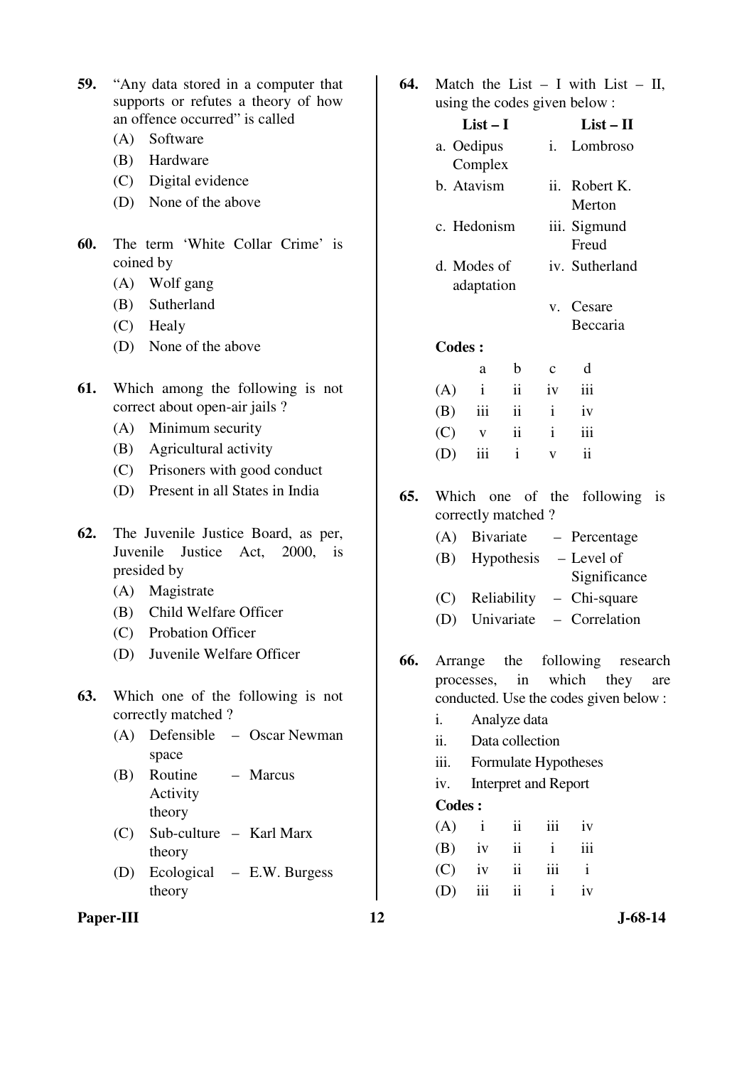**59.** "Any data stored in a computer that supports or refutes a theory of how an offence occurred" is called

(A) Software

(B) Hardware

(C) Digital evidence

(D) None of the above

**60.** The term 'White Collar Crime' is coined by

(A) Wolf gang

(B) Sutherland

(C) Healy

(D) None of the above

**61.** Which among the following is not correct about open-air jails ?

(A) Minimum security

(B) Agricultural activity

(C) Prisoners with good conduct

(D) Present in all States in India

**62.** The Juvenile Justice Board, as per, Juvenile Justice Act, 2000, is presided by

(A) Magistrate

(B) Child Welfare Officer

(C) Probation Officer

(D) Juvenile Welfare Officer

**63.** Which one of the following is not correctly matched ?

(A) Defensible space – Oscar Newman

(B) Routine Activity theory – Marcus

(C) Sub-culture theory – Karl Marx

(D) Ecological theory – E.W. Burgess

**64.** Match the List – I with List – II, using the codes given below :

| List – I | List – II |
|---|---|
| a. Oedipus Complex | i. Lombroso |
| b. Atavism | ii. Robert K. Merton |
| c. Hedonism | iii. Sigmund Freud |
| d. Modes of adaptation | iv. Sutherland |
| | v. Cesare Beccaria |

**Codes :**

| | a | b | c | d |
|---|---|---|---|---|
| (A) | i | ii | iv | iii |
| (B) | iii | ii | i | iv |
| (C) | v | ii | i | iii |
| (D) | iii | i | v | ii |

**65.** Which one of the following is correctly matched ?

(A) Bivariate – Percentage

(B) Hypothesis – Level of Significance

(C) Reliability – Chi-square

(D) Univariate – Correlation

**66.** Arrange the following research processes, in which they are conducted. Use the codes given below :

i. Analyze data

ii. Data collection

iii. Formulate Hypotheses

iv. Interpret and Report

**Codes :**

| | | | | |
|---|---|---|---|---|
| (A) | i | ii | iii | iv |
| (B) | iv | ii | i | iii |
| (C) | iv | ii | iii | i |
| (D) | iii | ii | i | iv |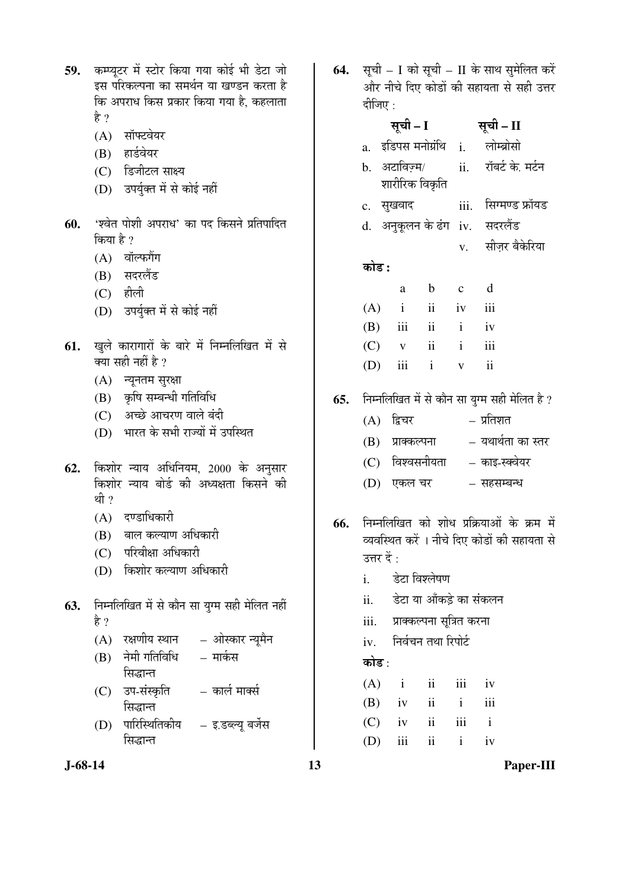59. कम्प्यूटर में स्टोर किया गया कोई भी डेटा जो इस परिकल्पना का समर्थन या खण्डन करता है कि अपराध किस प्रकार किया गया है, कहलाता है ?

    (A) सॉफ्टवेयर
    (B) हार्डवेयर
    (C) डिजीटल साक्ष्य
    (D) उपर्युक्त में से कोई नहीं

60. 'श्वेत पोशी अपराध' का पद किसने प्रतिपादित किया है ?

    (A) वॉल्फगैंग
    (B) सदरलैंड
    (C) हीली
    (D) उपर्युक्त में से कोई नहीं

61. खुले कारागारों के बारे में निम्नलिखित में से क्या सही नहीं है ?

    (A) न्यूनतम सुरक्षा
    (B) कृषि सम्बन्धी गतिविधि
    (C) अच्छे आचरण वाले बंदी
    (D) भारत के सभी राज्यों में उपस्थित

62. किशोर न्याय अधिनियम, 2000 के अनुसार किशोर न्याय बोर्ड की अध्यक्षता किसने की थी ?

    (A) दण्डाधिकारी
    (B) बाल कल्याण अधिकारी
    (C) परिवीक्षा अधिकारी
    (D) किशोर कल्याण अधिकारी

63. निम्नलिखित में से कौन सा युग्म सही मेलित नहीं है ?

    (A) रक्षणीय स्थान – ओस्कार न्यूमैन
    (B) नेमी गतिविधि सिद्धान्त – मार्कस
    (C) उप-संस्कृति सिद्धान्त – कार्ल मार्क्स
    (D) पारिस्थितिकीय सिद्धान्त – इ.डब्ल्यू बर्जेस

64. सूची – I को सूची – II के साथ सुमेलित करें और नीचे दिए कोडों की सहायता से सही उत्तर दीजिए :

| | सूची – I | | सूची – II |
|---|---|---|---|
| a. | इडिपस मनोग्रंथि | i. | लोम्ब्रोसो |
| b. | अटाविज़्म/ शारीरिक विकृति | ii. | रॉबर्ट के. मर्टन |
| c. | सुखवाद | iii. | सिग्मण्ड फ्रॉयड |
| d. | अनुकूलन के ढंग | iv. | सदरलैंड |
| | | v. | सीज़र बैकेरिया |

**कोड :**

| | a | b | c | d |
|---|---|---|---|---|
| (A) | i | ii | iv | iii |
| (B) | iii | ii | i | iv |
| (C) | v | ii | i | iii |
| (D) | iii | i | v | ii |

65. निम्नलिखित में से कौन सा युग्म सही मेलित है ?

    (A) द्विचर – प्रतिशत
    (B) प्राक्कल्पना – यथार्थता का स्तर
    (C) विश्वसनीयता – काइ-स्क्वेयर
    (D) एकल चर – सहसम्बन्ध

66. निम्नलिखित को शोध प्रक्रियाओं के क्रम में व्यवस्थित करें । नीचे दिए कोडों की सहायता से उत्तर दें :

    i. डेटा विश्लेषण
    ii. डेटा या आँकड़े का संकलन
    iii. प्राक्कल्पना सूत्रित करना
    iv. निर्वचन तथा रिपोर्ट

**कोड :**

| | | | | |
|---|---|---|---|---|
| (A) | i | ii | iii | iv |
| (B) | iv | ii | i | iii |
| (C) | iv | ii | iii | i |
| (D) | iii | ii | i | iv |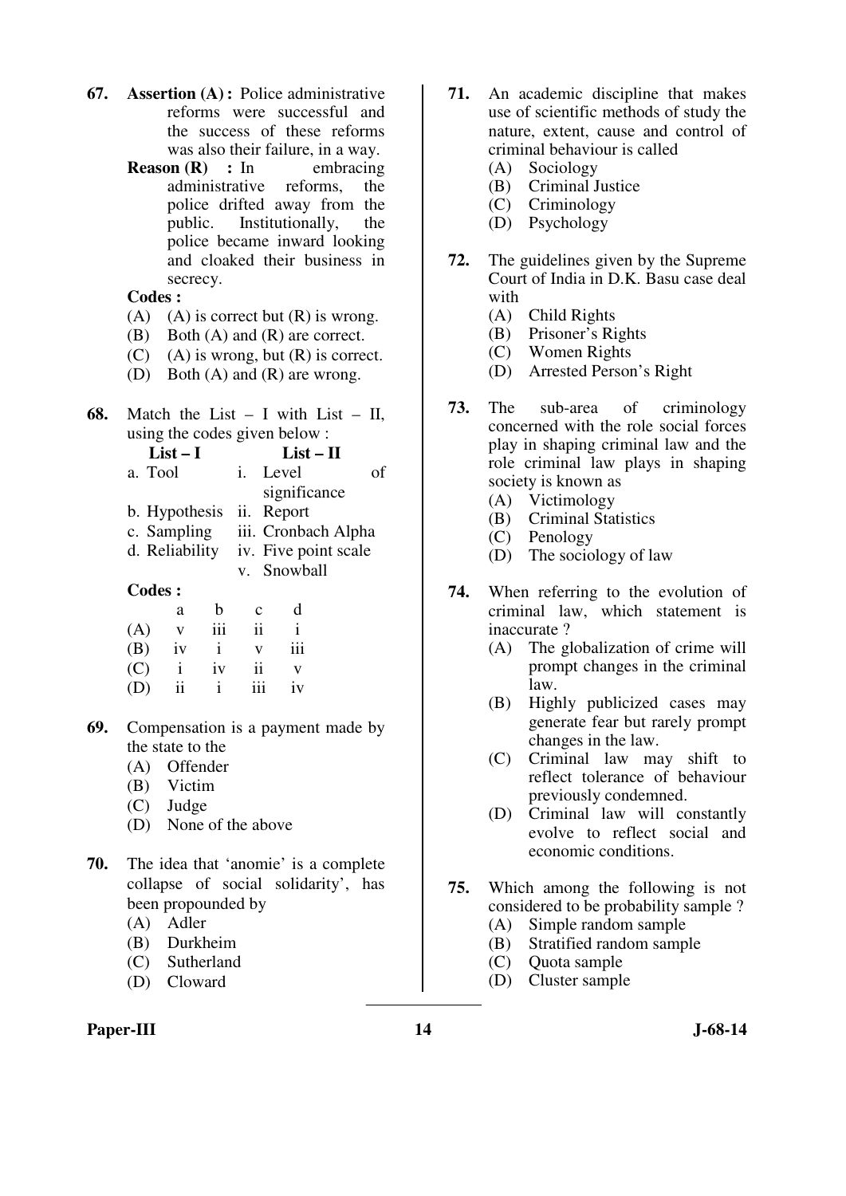**67.** **Assertion (A) :** Police administrative reforms were successful and the success of these reforms was also their failure, in a way.

**Reason (R) :** In embracing administrative reforms, the police drifted away from the public. Institutionally, the police became inward looking and cloaked their business in secrecy.

**Codes :**

(A) (A) is correct but (R) is wrong.
(B) Both (A) and (R) are correct.
(C) (A) is wrong, but (R) is correct.
(D) Both (A) and (R) are wrong.

**68.** Match the List – I with List – II, using the codes given below :

| List – I | List – II |
|---|---|
| a. Tool | i. Level of significance |
| b. Hypothesis | ii. Report |
| c. Sampling | iii. Cronbach Alpha |
| d. Reliability | iv. Five point scale |
| | v. Snowball |

**Codes :**

| | a | b | c | d |
|---|---|---|---|---|
| (A) | v | iii | ii | i |
| (B) | iv | i | v | iii |
| (C) | i | iv | ii | v |
| (D) | ii | i | iii | iv |

**69.** Compensation is a payment made by the state to the

(A) Offender
(B) Victim
(C) Judge
(D) None of the above

**70.** The idea that 'anomie' is a complete collapse of social solidarity', has been propounded by

(A) Adler
(B) Durkheim
(C) Sutherland
(D) Cloward

**71.** An academic discipline that makes use of scientific methods of study the nature, extent, cause and control of criminal behaviour is called

(A) Sociology
(B) Criminal Justice
(C) Criminology
(D) Psychology

**72.** The guidelines given by the Supreme Court of India in D.K. Basu case deal with

(A) Child Rights
(B) Prisoner's Rights
(C) Women Rights
(D) Arrested Person's Right

**73.** The sub-area of criminology concerned with the role social forces play in shaping criminal law and the role criminal law plays in shaping society is known as

(A) Victimology
(B) Criminal Statistics
(C) Penology
(D) The sociology of law

**74.** When referring to the evolution of criminal law, which statement is inaccurate ?

(A) The globalization of crime will prompt changes in the criminal law.
(B) Highly publicized cases may generate fear but rarely prompt changes in the law.
(C) Criminal law may shift to reflect tolerance of behaviour previously condemned.
(D) Criminal law will constantly evolve to reflect social and economic conditions.

**75.** Which among the following is not considered to be probability sample ?

(A) Simple random sample
(B) Stratified random sample
(C) Quota sample
(D) Cluster sample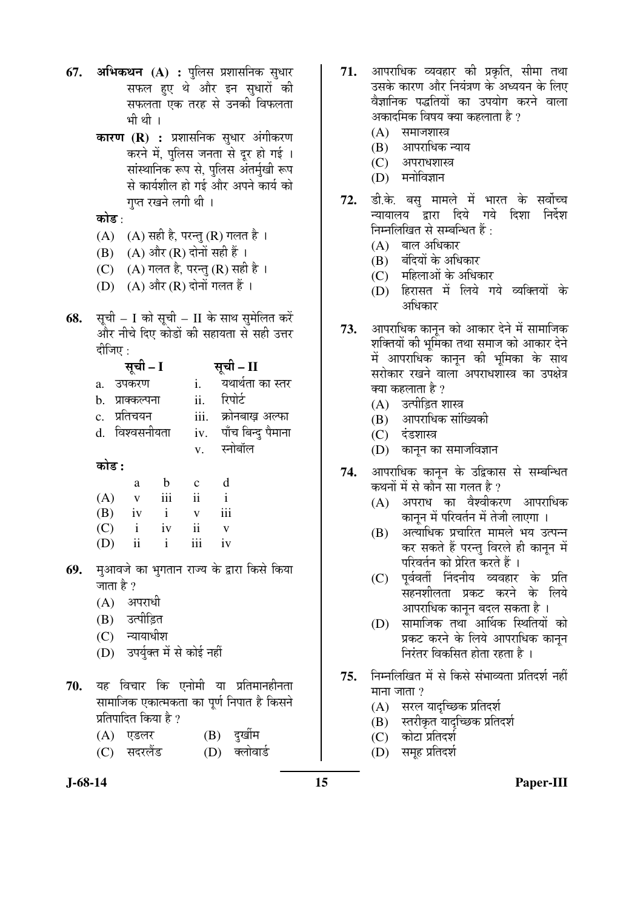**67.** **अभिकथन (A) :** पुलिस प्रशासनिक सुधार सफल हुए थे और इन सुधारों की सफलता एक तरह से उनकी विफलता भी थी ।

**कारण (R) :** प्रशासनिक सुधार अंगीकरण करने में, पुलिस जनता से दूर हो गई । सांस्थानिक रूप से, पुलिस अंतर्मुखी रूप से कार्यशील हो गई और अपने कार्य को गुप्त रखने लगी थी ।

**कोड** :

(A) (A) सही है, परन्तु (R) गलत है ।

(B) (A) और (R) दोनों सही हैं ।

(C) (A) गलत है, परन्तु (R) सही है ।

(D) (A) और (R) दोनों गलत हैं ।

**68.** सूची – I को सूची – II के साथ सुमेलित करें और नीचे दिए कोडों की सहायता से सही उत्तर दीजिए :

| सूची – I | सूची – II |
|---|---|
| a. उपकरण | i. यथार्थता का स्तर |
| b. प्राक्कल्पना | ii. रिपोर्ट |
| c. प्रतिचयन | iii. क्रोनबाख़ अल्फा |
| d. विश्वसनीयता | iv. पाँच बिन्दु पैमाना |
| | v. स्नोबॉल |

**कोड :**

| | a | b | c | d |
|---|---|---|---|---|
| (A) | v | iii | ii | i |
| (B) | iv | i | v | iii |
| (C) | i | iv | ii | v |
| (D) | ii | i | iii | iv |

**69.** मुआवजे का भुगतान राज्य के द्वारा किसे किया जाता है ?

(A) अपराधी

(B) उत्पीड़ित

(C) न्यायाधीश

(D) उपर्युक्त में से कोई नहीं

**70.** यह विचार कि एनोमी या प्रतिमानहीनता सामाजिक एकात्मकता का पूर्ण निपात है किसने प्रतिपादित किया है ?

(A) एडलर

(B) दुर्खीम

(C) सदरलैंड

(D) क्लोवार्ड

**71.** आपराधिक व्यवहार की प्रकृति, सीमा तथा उसके कारण और नियंत्रण के अध्ययन के लिए वैज्ञानिक पद्धतियों का उपयोग करने वाला अकादमिक विषय क्या कहलाता है ?

(A) समाजशास्त्र

(B) आपराधिक न्याय

(C) अपराधशास्त्र

(D) मनोविज्ञान

**72.** डी.के. बसु मामले में भारत के सर्वोच्च न्यायालय द्वारा दिये गये दिशा निर्देश निम्नलिखित से सम्बन्धित हैं :

(A) बाल अधिकार

(B) बंदियों के अधिकार

(C) महिलाओं के अधिकार

(D) हिरासत में लिये गये व्यक्तियों के अधिकार

**73.** आपराधिक कानून को आकार देने में सामाजिक शक्तियों की भूमिका तथा समाज को आकार देने में आपराधिक कानून की भूमिका के साथ सरोकार रखने वाला अपराधशास्त्र का उपक्षेत्र क्या कहलाता है ?

(A) उत्पीड़ित शास्त्र

(B) आपराधिक सांख्यिकी

(C) दंडशास्त्र

(D) कानून का समाजविज्ञान

**74.** आपराधिक कानून के उद्विकास से सम्बन्धित कथनों में से कौन सा गलत है ?

(A) अपराध का वैश्वीकरण आपराधिक कानून में परिवर्तन में तेजी लाएगा ।

(B) अत्याधिक प्रचारित मामले भय उत्पन्न कर सकते हैं परन्तु विरले ही कानून में परिवर्तन को प्रेरित करते हैं ।

(C) पूर्ववर्ती निंदनीय व्यवहार के प्रति सहनशीलता प्रकट करने के लिये आपराधिक कानून बदल सकता है ।

(D) सामाजिक तथा आर्थिक स्थितियों को प्रकट करने के लिये आपराधिक कानून निरंतर विकसित होता रहता है ।

**75.** निम्नलिखित में से किसे संभाव्यता प्रतिदर्श नहीं माना जाता ?

(A) सरल यादृच्छिक प्रतिदर्श

(B) स्तरीकृत यादृच्छिक प्रतिदर्श

(C) कोटा प्रतिदर्श

(D) समूह प्रतिदर्श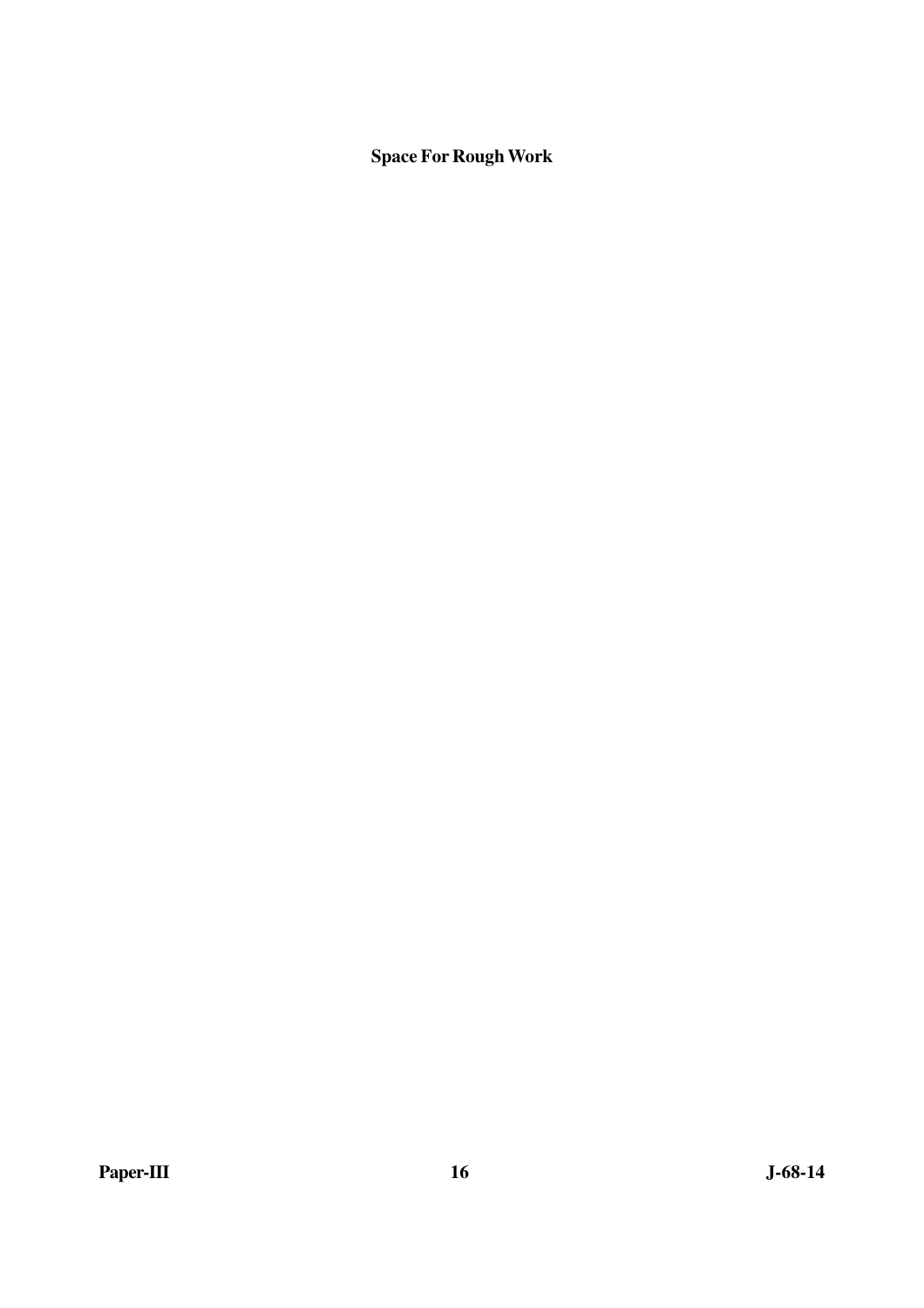**Space For Rough Work**